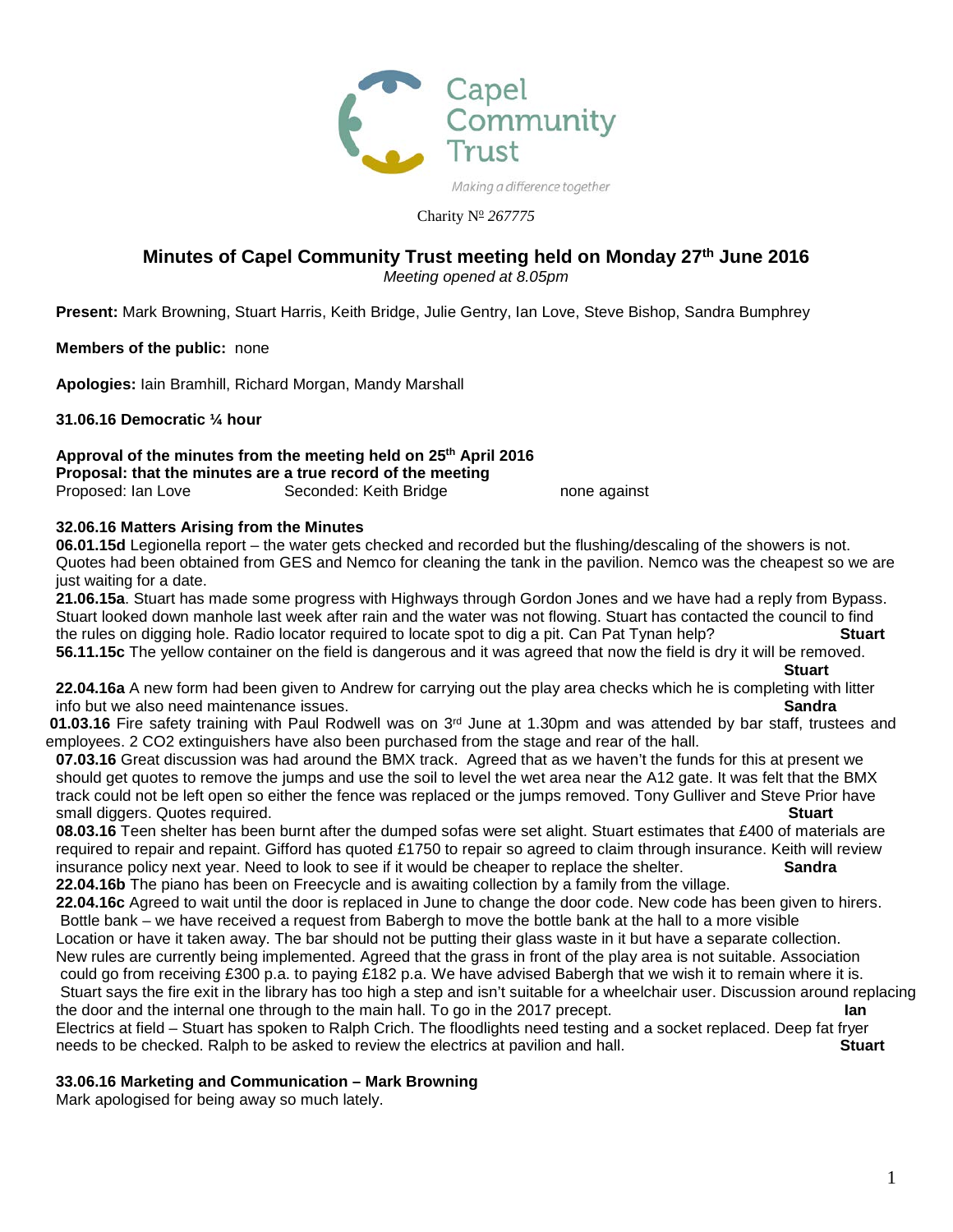Capel Community Trust

*Making a difference together*

Charity № *267775*

# Minutes of Capel Community Trust meeting held on Monday 27th June 2016

*Meeting opened at 8.05pm*

**Present:** Mark Browning, Stuart Harris, Keith Bridge, Julie Gentry, Ian Love, Steve Bishop, Sandra Bumphrey

**Members of the public:** none

**Apologies:** Iain Bramhill, Richard Morgan, Mandy Marshall

**31.06.16 Democratic ¼ hour**

**Approval of the minutes from the meeting held on 25th April 2016**
**Proposal: that the minutes are a true record of the meeting**
Proposed: Ian Love Seconded: Keith Bridge none against

**32.06.16 Matters Arising from the Minutes**

**06.01.15d** Legionella report – the water gets checked and recorded but the flushing/descaling of the showers is not. Quotes had been obtained from GES and Nemco for cleaning the tank in the pavilion. Nemco was the cheapest so we are just waiting for a date.

**21.06.15a**. Stuart has made some progress with Highways through Gordon Jones and we have had a reply from Bypass. Stuart looked down manhole last week after rain and the water was not flowing. Stuart has contacted the council to find the rules on digging hole. Radio locator required to locate spot to dig a pit. Can Pat Tynan help? **Stuart**

**56.11.15c** The yellow container on the field is dangerous and it was agreed that now the field is dry it will be removed. **Stuart**

**22.04.16a** A new form had been given to Andrew for carrying out the play area checks which he is completing with litter info but we also need maintenance issues. **Sandra**

**01.03.16** Fire safety training with Paul Rodwell was on 3rd June at 1.30pm and was attended by bar staff, trustees and employees. 2 $CO_2$ extinguishers have also been purchased from the stage and rear of the hall.

**07.03.16** Great discussion was had around the BMX track. Agreed that as we haven't the funds for this at present we should get quotes to remove the jumps and use the soil to level the wet area near the A12 gate. It was felt that the BMX track could not be left open so either the fence was replaced or the jumps removed. Tony Gulliver and Steve Prior have small diggers. Quotes required. **Stuart**

**08.03.16** Teen shelter has been burnt after the dumped sofas were set alight. Stuart estimates that £400 of materials are required to repair and repaint. Gifford has quoted £1750 to repair so agreed to claim through insurance. Keith will review insurance policy next year. Need to look to see if it would be cheaper to replace the shelter. **Sandra**

**22.04.16b** The piano has been on Freecycle and is awaiting collection by a family from the village.

**22.04.16c** Agreed to wait until the door is replaced in June to change the door code. New code has been given to hirers.
Bottle bank – we have received a request from Babergh to move the bottle bank at the hall to a more visible Location or have it taken away. The bar should not be putting their glass waste in it but have a separate collection. New rules are currently being implemented. Agreed that the grass in front of the play area is not suitable. Association could go from receiving £300 p.a. to paying £182 p.a. We have advised Babergh that we wish it to remain where it is.
Stuart says the fire exit in the library has too high a step and isn't suitable for a wheelchair user. Discussion around replacing the door and the internal one through to the main hall. To go in the 2017 precept. **Ian**
Electrics at field – Stuart has spoken to Ralph Crich. The floodlights need testing and a socket replaced. Deep fat fryer needs to be checked. Ralph to be asked to review the electrics at pavilion and hall. **Stuart**

**33.06.16 Marketing and Communication – Mark Browning**

Mark apologised for being away so much lately.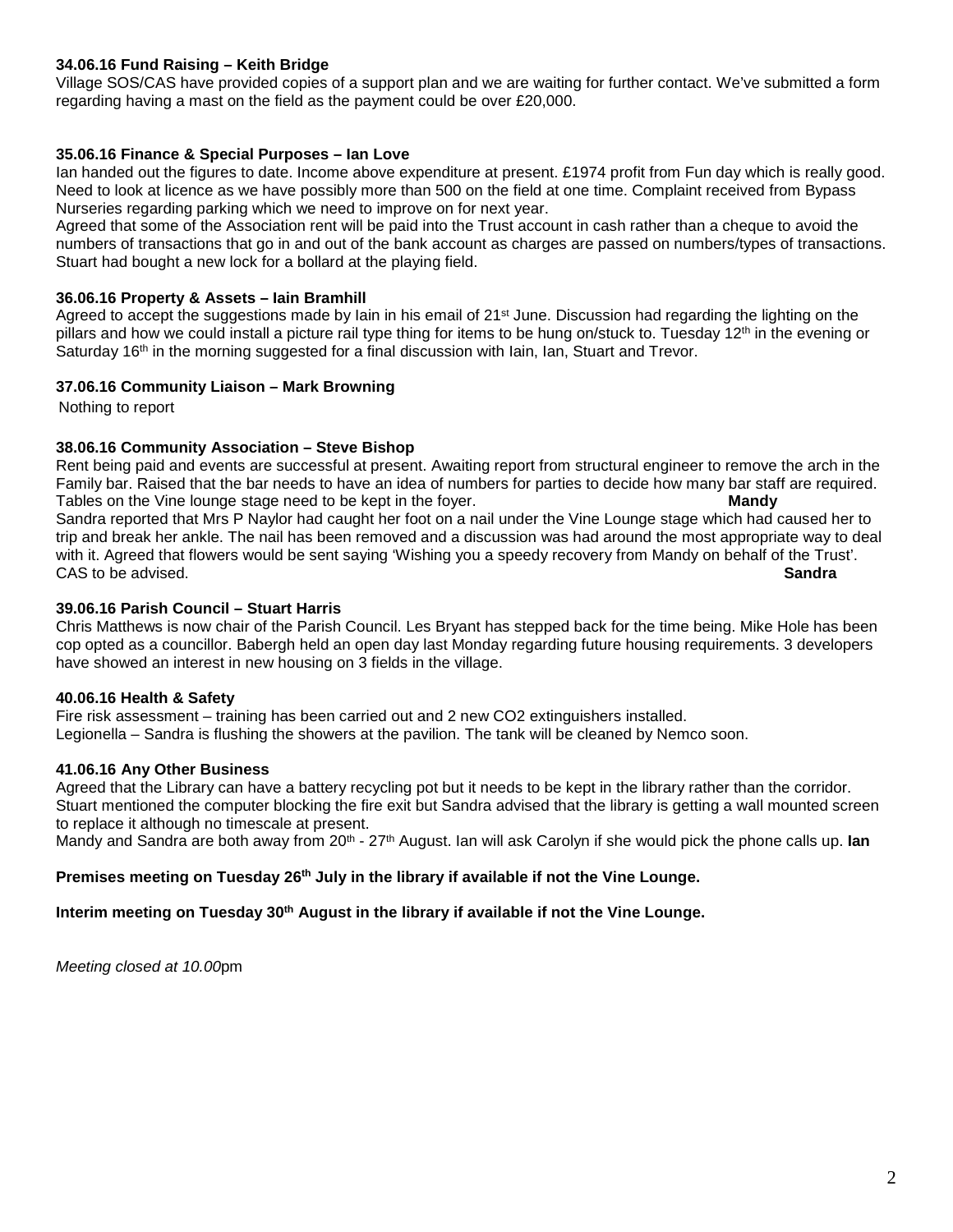**34.06.16 Fund Raising – Keith Bridge**

Village SOS/CAS have provided copies of a support plan and we are waiting for further contact. We've submitted a form regarding having a mast on the field as the payment could be over £20,000.

**35.06.16 Finance & Special Purposes – Ian Love**

Ian handed out the figures to date. Income above expenditure at present. £1974 profit from Fun day which is really good. Need to look at licence as we have possibly more than 500 on the field at one time. Complaint received from Bypass Nurseries regarding parking which we need to improve on for next year.

Agreed that some of the Association rent will be paid into the Trust account in cash rather than a cheque to avoid the numbers of transactions that go in and out of the bank account as charges are passed on numbers/types of transactions. Stuart had bought a new lock for a bollard at the playing field.

**36.06.16 Property & Assets – Iain Bramhill**

Agreed to accept the suggestions made by Iain in his email of 21st June. Discussion had regarding the lighting on the pillars and how we could install a picture rail type thing for items to be hung on/stuck to. Tuesday 12th in the evening or Saturday 16th in the morning suggested for a final discussion with Iain, Ian, Stuart and Trevor.

**37.06.16 Community Liaison – Mark Browning**

Nothing to report

**38.06.16 Community Association – Steve Bishop**

Rent being paid and events are successful at present. Awaiting report from structural engineer to remove the arch in the Family bar. Raised that the bar needs to have an idea of numbers for parties to decide how many bar staff are required. Tables on the Vine lounge stage need to be kept in the foyer. **Mandy**

Sandra reported that Mrs P Naylor had caught her foot on a nail under the Vine Lounge stage which had caused her to trip and break her ankle. The nail has been removed and a discussion was had around the most appropriate way to deal with it. Agreed that flowers would be sent saying 'Wishing you a speedy recovery from Mandy on behalf of the Trust'. CAS to be advised. **Sandra**

**39.06.16 Parish Council – Stuart Harris**

Chris Matthews is now chair of the Parish Council. Les Bryant has stepped back for the time being. Mike Hole has been cop opted as a councillor. Babergh held an open day last Monday regarding future housing requirements. 3 developers have showed an interest in new housing on 3 fields in the village.

**40.06.16 Health & Safety**

Fire risk assessment – training has been carried out and 2 new $CO_2$ extinguishers installed.
Legionella – Sandra is flushing the showers at the pavilion. The tank will be cleaned by Nemco soon.

**41.06.16 Any Other Business**

Agreed that the Library can have a battery recycling pot but it needs to be kept in the library rather than the corridor. Stuart mentioned the computer blocking the fire exit but Sandra advised that the library is getting a wall mounted screen to replace it although no timescale at present.

Mandy and Sandra are both away from 20th - 27th August. Ian will ask Carolyn if she would pick the phone calls up. **Ian**

**Premises meeting on Tuesday 26th July in the library if available if not the Vine Lounge.**

**Interim meeting on Tuesday 30th August in the library if available if not the Vine Lounge.**

*Meeting closed at 10.00*pm